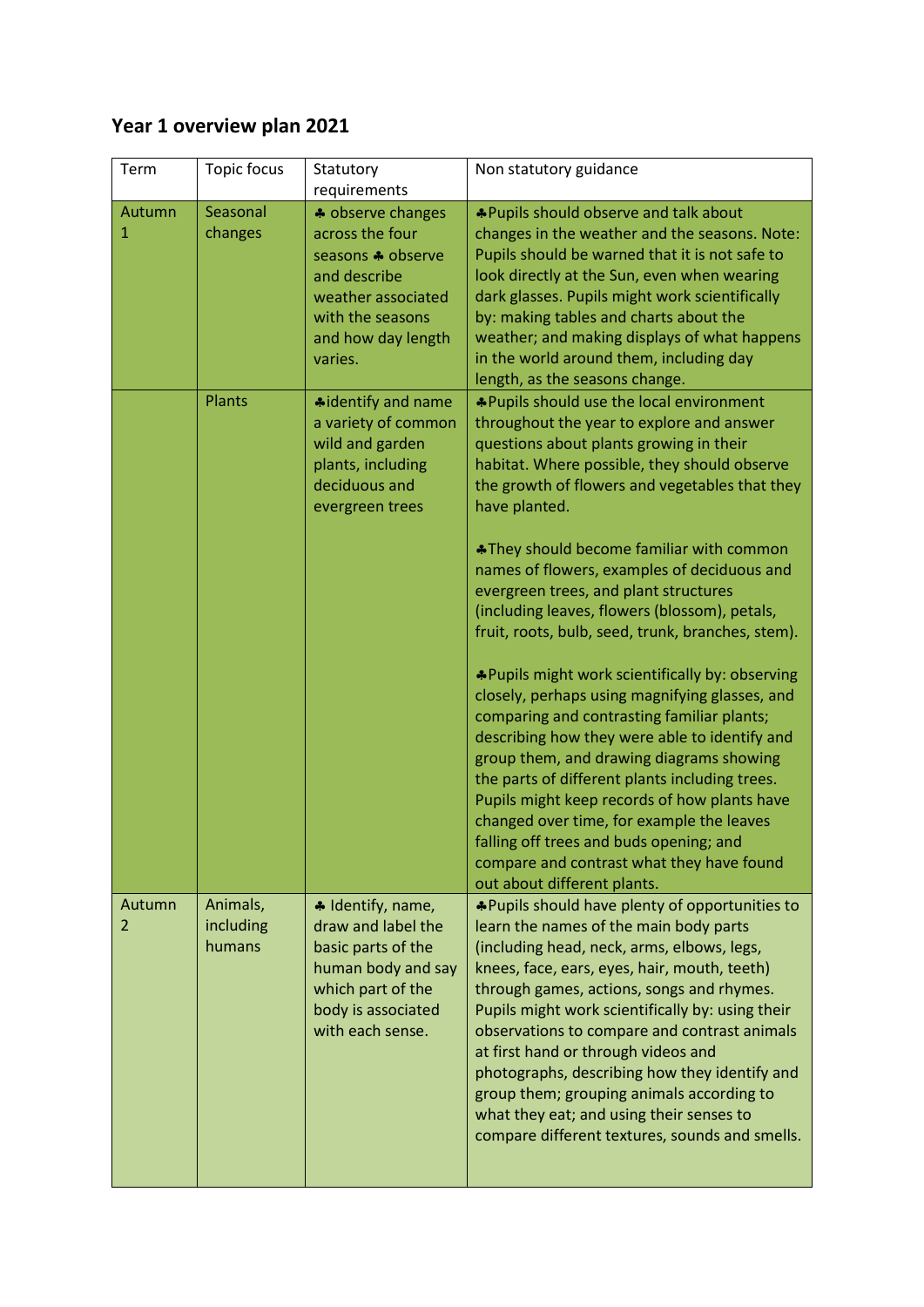# Year 1 overview plan 2021

| Term | Topic focus | Statutory requirements | Non statutory guidance |
|---|---|---|---|
| Autumn 1 | Seasonal changes | ♣ observe changes across the four seasons ♣ observe and describe weather associated with the seasons and how day length varies. | ♣Pupils should observe and talk about changes in the weather and the seasons. Note: Pupils should be warned that it is not safe to look directly at the Sun, even when wearing dark glasses. Pupils might work scientifically by: making tables and charts about the weather; and making displays of what happens in the world around them, including day length, as the seasons change. |
| | Plants | ♣identify and name a variety of common wild and garden plants, including deciduous and evergreen trees | ♣Pupils should use the local environment throughout the year to explore and answer questions about plants growing in their habitat. Where possible, they should observe the growth of flowers and vegetables that they have planted.<br><br>♣They should become familiar with common names of flowers, examples of deciduous and evergreen trees, and plant structures (including leaves, flowers (blossom), petals, fruit, roots, bulb, seed, trunk, branches, stem).<br><br>♣Pupils might work scientifically by: observing closely, perhaps using magnifying glasses, and comparing and contrasting familiar plants; describing how they were able to identify and group them, and drawing diagrams showing the parts of different plants including trees. Pupils might keep records of how plants have changed over time, for example the leaves falling off trees and buds opening; and compare and contrast what they have found out about different plants. |
| Autumn 2 | Animals, including humans | ♣ Identify, name, draw and label the basic parts of the human body and say which part of the body is associated with each sense. | ♣Pupils should have plenty of opportunities to learn the names of the main body parts (including head, neck, arms, elbows, legs, knees, face, ears, eyes, hair, mouth, teeth) through games, actions, songs and rhymes. Pupils might work scientifically by: using their observations to compare and contrast animals at first hand or through videos and photographs, describing how they identify and group them; grouping animals according to what they eat; and using their senses to compare different textures, sounds and smells. |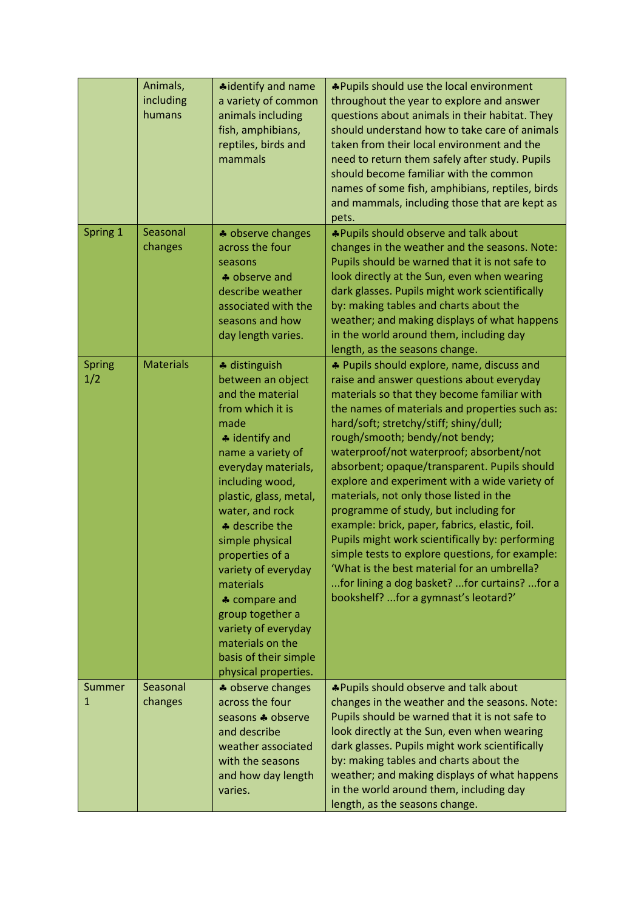| | | | |
|---|---|---|---|
| | Animals, including humans | ♣identify and name a variety of common animals including fish, amphibians, reptiles, birds and mammals | ♣Pupils should use the local environment throughout the year to explore and answer questions about animals in their habitat. They should understand how to take care of animals taken from their local environment and the need to return them safely after study. Pupils should become familiar with the common names of some fish, amphibians, reptiles, birds and mammals, including those that are kept as pets. |
| Spring 1 | Seasonal changes | ♣ observe changes across the four seasons ♣ observe and describe weather associated with the seasons and how day length varies. | ♣Pupils should observe and talk about changes in the weather and the seasons. Note: Pupils should be warned that it is not safe to look directly at the Sun, even when wearing dark glasses. Pupils might work scientifically by: making tables and charts about the weather; and making displays of what happens in the world around them, including day length, as the seasons change. |
| Spring 1/2 | Materials | ♣ distinguish between an object and the material from which it is made ♣ identify and name a variety of everyday materials, including wood, plastic, glass, metal, water, and rock ♣ describe the simple physical properties of a variety of everyday materials ♣ compare and group together a variety of everyday materials on the basis of their simple physical properties. | ♣ Pupils should explore, name, discuss and raise and answer questions about everyday materials so that they become familiar with the names of materials and properties such as: hard/soft; stretchy/stiff; shiny/dull; rough/smooth; bendy/not bendy; waterproof/not waterproof; absorbent/not absorbent; opaque/transparent. Pupils should explore and experiment with a wide variety of materials, not only those listed in the programme of study, but including for example: brick, paper, fabrics, elastic, foil. Pupils might work scientifically by: performing simple tests to explore questions, for example: 'What is the best material for an umbrella? ...for lining a dog basket? ...for curtains? ...for a bookshelf? ...for a gymnast's leotard?' |
| Summer 1 | Seasonal changes | ♣ observe changes across the four seasons ♣ observe and describe weather associated with the seasons and how day length varies. | ♣Pupils should observe and talk about changes in the weather and the seasons. Note: Pupils should be warned that it is not safe to look directly at the Sun, even when wearing dark glasses. Pupils might work scientifically by: making tables and charts about the weather; and making displays of what happens in the world around them, including day length, as the seasons change. |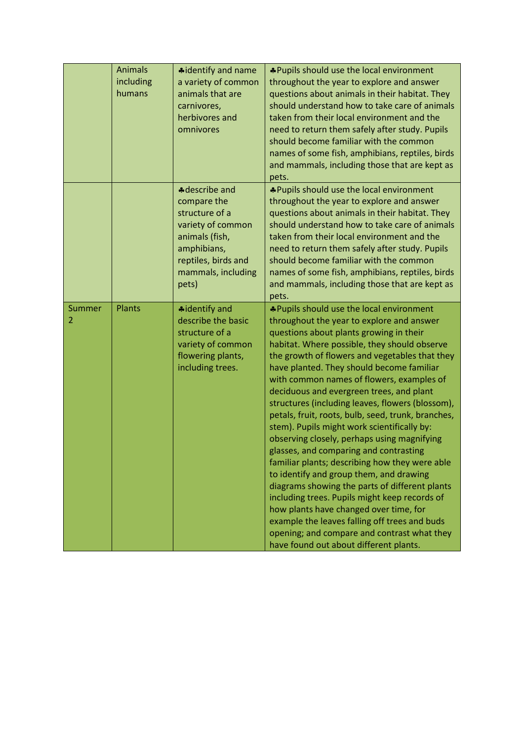| | | | |
|---|---|---|---|
| | Animals including humans | ♣identify and name a variety of common animals that are carnivores, herbivores and omnivores | ♣Pupils should use the local environment throughout the year to explore and answer questions about animals in their habitat. They should understand how to take care of animals taken from their local environment and the need to return them safely after study. Pupils should become familiar with the common names of some fish, amphibians, reptiles, birds and mammals, including those that are kept as pets. |
| | | ♣describe and compare the structure of a variety of common animals (fish, amphibians, reptiles, birds and mammals, including pets) | ♣Pupils should use the local environment throughout the year to explore and answer questions about animals in their habitat. They should understand how to take care of animals taken from their local environment and the need to return them safely after study. Pupils should become familiar with the common names of some fish, amphibians, reptiles, birds and mammals, including those that are kept as pets. |
| Summer 2 | Plants | ♣identify and describe the basic structure of a variety of common flowering plants, including trees. | ♣Pupils should use the local environment throughout the year to explore and answer questions about plants growing in their habitat. Where possible, they should observe the growth of flowers and vegetables that they have planted. They should become familiar with common names of flowers, examples of deciduous and evergreen trees, and plant structures (including leaves, flowers (blossom), petals, fruit, roots, bulb, seed, trunk, branches, stem). Pupils might work scientifically by: observing closely, perhaps using magnifying glasses, and comparing and contrasting familiar plants; describing how they were able to identify and group them, and drawing diagrams showing the parts of different plants including trees. Pupils might keep records of how plants have changed over time, for example the leaves falling off trees and buds opening; and compare and contrast what they have found out about different plants. |